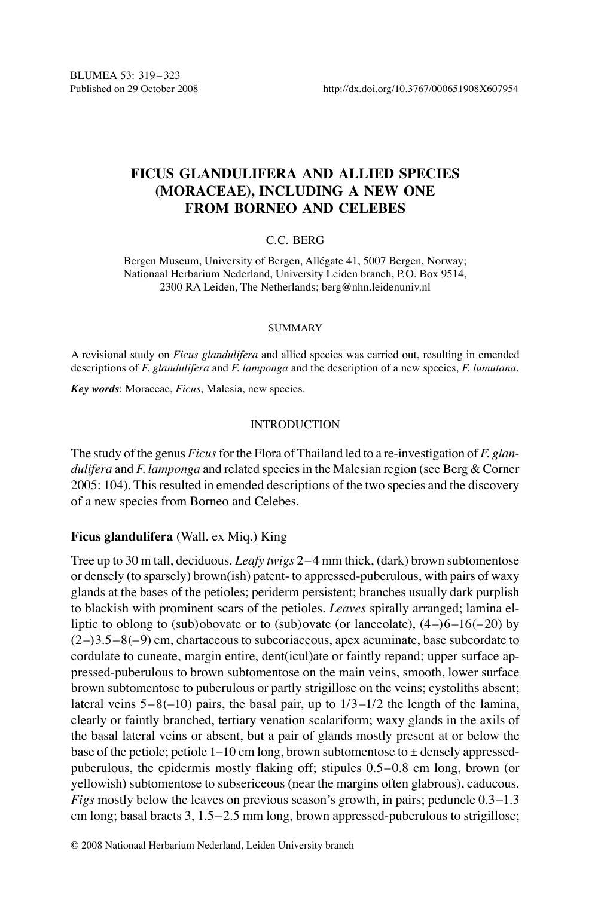# FICUS GLANDULIFERA AND ALLIED SPECIES (MORACEAE), INCLUDING A NEW ONE FROM BORNEO AND CELEBES

C.C. BERG

Bergen Museum, University of Bergen, Allégate 41, 5007 Bergen, Norway;
Nationaal Herbarium Nederland, University Leiden branch, P.O. Box 9514,
2300 RA Leiden, The Netherlands; berg@nhn.leidenuniv.nl

## SUMMARY

A revisional study on *Ficus glandulifera* and allied species was carried out, resulting in emended descriptions of *F. glandulifera* and *F. lamponga* and the description of a new species, *F. lumutana*.

***Key words***: Moraceae, *Ficus*, Malesia, new species.

## INTRODUCTION

The study of the genus *Ficus* for the Flora of Thailand led to a re-investigation of *F. glandulifera* and *F. lamponga* and related species in the Malesian region (see Berg & Corner 2005: 104). This resulted in emended descriptions of the two species and the discovery of a new species from Borneo and Celebes.

### **Ficus glandulifera** (Wall. ex Miq.) King

Tree up to 30 m tall, deciduous. *Leafy twigs* 2–4 mm thick, (dark) brown subtomentose or densely (to sparsely) brown(ish) patent- to appressed-puberulous, with pairs of waxy glands at the bases of the petioles; periderm persistent; branches usually dark purplish to blackish with prominent scars of the petioles. *Leaves* spirally arranged; lamina elliptic to oblong to (sub)obovate or to (sub)ovate (or lanceolate), (4–)6–16(–20) by (2–)3.5–8(–9) cm, chartaceous to subcoriaceous, apex acuminate, base subcordate to cordulate to cuneate, margin entire, dent(icul)ate or faintly repand; upper surface appressed-puberulous to brown subtomentose on the main veins, smooth, lower surface brown subtomentose to puberulous or partly strigillose on the veins; cystoliths absent; lateral veins 5–8(–10) pairs, the basal pair, up to 1/3–1/2 the length of the lamina, clearly or faintly branched, tertiary venation scalariform; waxy glands in the axils of the basal lateral veins or absent, but a pair of glands mostly present at or below the base of the petiole; petiole 1–10 cm long, brown subtomentose to ± densely appressed-puberulous, the epidermis mostly flaking off; stipules 0.5–0.8 cm long, brown (or yellowish) subtomentose to subsericeous (near the margins often glabrous), caducous. *Figs* mostly below the leaves on previous season's growth, in pairs; peduncle 0.3–1.3 cm long; basal bracts 3, 1.5–2.5 mm long, brown appressed-puberulous to strigillose;

© 2008 Nationaal Herbarium Nederland, Leiden University branch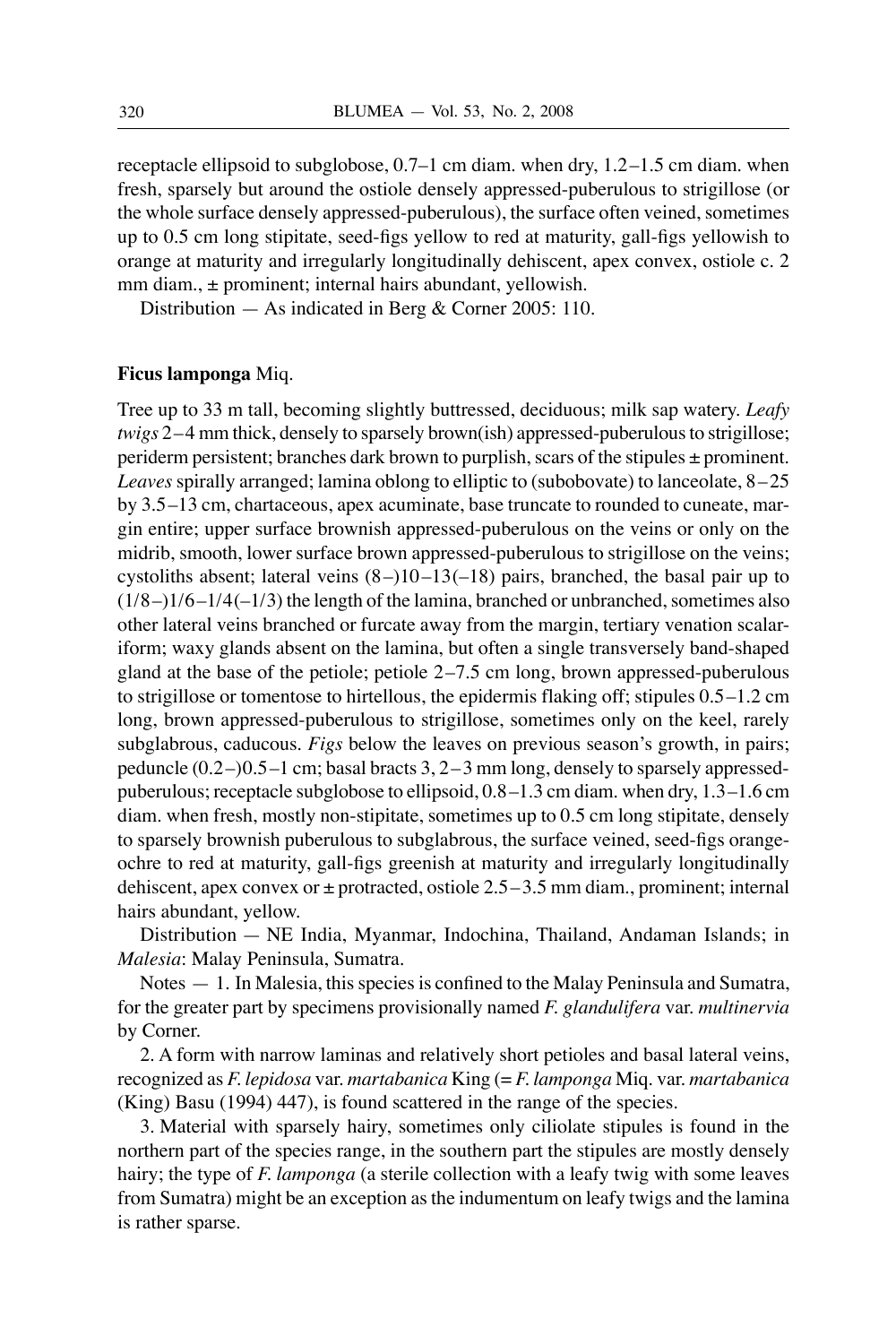receptacle ellipsoid to subglobose, 0.7–1 cm diam. when dry, 1.2–1.5 cm diam. when fresh, sparsely but around the ostiole densely appressed-puberulous to strigillose (or the whole surface densely appressed-puberulous), the surface often veined, sometimes up to 0.5 cm long stipitate, seed-figs yellow to red at maturity, gall-figs yellowish to orange at maturity and irregularly longitudinally dehiscent, apex convex, ostiole c. 2 mm diam., ± prominent; internal hairs abundant, yellowish.

Distribution — As indicated in Berg & Corner 2005: 110.

**Ficus lamponga** Miq.

Tree up to 33 m tall, becoming slightly buttressed, deciduous; milk sap watery. *Leafy twigs* 2–4 mm thick, densely to sparsely brown(ish) appressed-puberulous to strigillose; periderm persistent; branches dark brown to purplish, scars of the stipules ± prominent. *Leaves* spirally arranged; lamina oblong to elliptic to (subobovate) to lanceolate, 8–25 by 3.5–13 cm, chartaceous, apex acuminate, base truncate to rounded to cuneate, margin entire; upper surface brownish appressed-puberulous on the veins or only on the midrib, smooth, lower surface brown appressed-puberulous to strigillose on the veins; cystoliths absent; lateral veins (8–)10–13(–18) pairs, branched, the basal pair up to (1/8–)1/6–1/4(–1/3) the length of the lamina, branched or unbranched, sometimes also other lateral veins branched or furcate away from the margin, tertiary venation scalariform; waxy glands absent on the lamina, but often a single transversely band-shaped gland at the base of the petiole; petiole 2–7.5 cm long, brown appressed-puberulous to strigillose or tomentose to hirtellous, the epidermis flaking off; stipules 0.5–1.2 cm long, brown appressed-puberulous to strigillose, sometimes only on the keel, rarely subglabrous, caducous. *Figs* below the leaves on previous season's growth, in pairs; peduncle (0.2–)0.5–1 cm; basal bracts 3, 2–3 mm long, densely to sparsely appressed-puberulous; receptacle subglobose to ellipsoid, 0.8–1.3 cm diam. when dry, 1.3–1.6 cm diam. when fresh, mostly non-stipitate, sometimes up to 0.5 cm long stipitate, densely to sparsely brownish puberulous to subglabrous, the surface veined, seed-figs orange-ochre to red at maturity, gall-figs greenish at maturity and irregularly longitudinally dehiscent, apex convex or ± protracted, ostiole 2.5–3.5 mm diam., prominent; internal hairs abundant, yellow.

Distribution — NE India, Myanmar, Indochina, Thailand, Andaman Islands; in *Malesia*: Malay Peninsula, Sumatra.

Notes — 1. In Malesia, this species is confined to the Malay Peninsula and Sumatra, for the greater part by specimens provisionally named *F. glandulifera* var. *multinervia* by Corner.

2. A form with narrow laminas and relatively short petioles and basal lateral veins, recognized as *F. lepidosa* var. *martabanica* King (= *F. lamponga* Miq. var. *martabanica* (King) Basu (1994) 447), is found scattered in the range of the species.

3. Material with sparsely hairy, sometimes only ciliolate stipules is found in the northern part of the species range, in the southern part the stipules are mostly densely hairy; the type of *F. lamponga* (a sterile collection with a leafy twig with some leaves from Sumatra) might be an exception as the indumentum on leafy twigs and the lamina is rather sparse.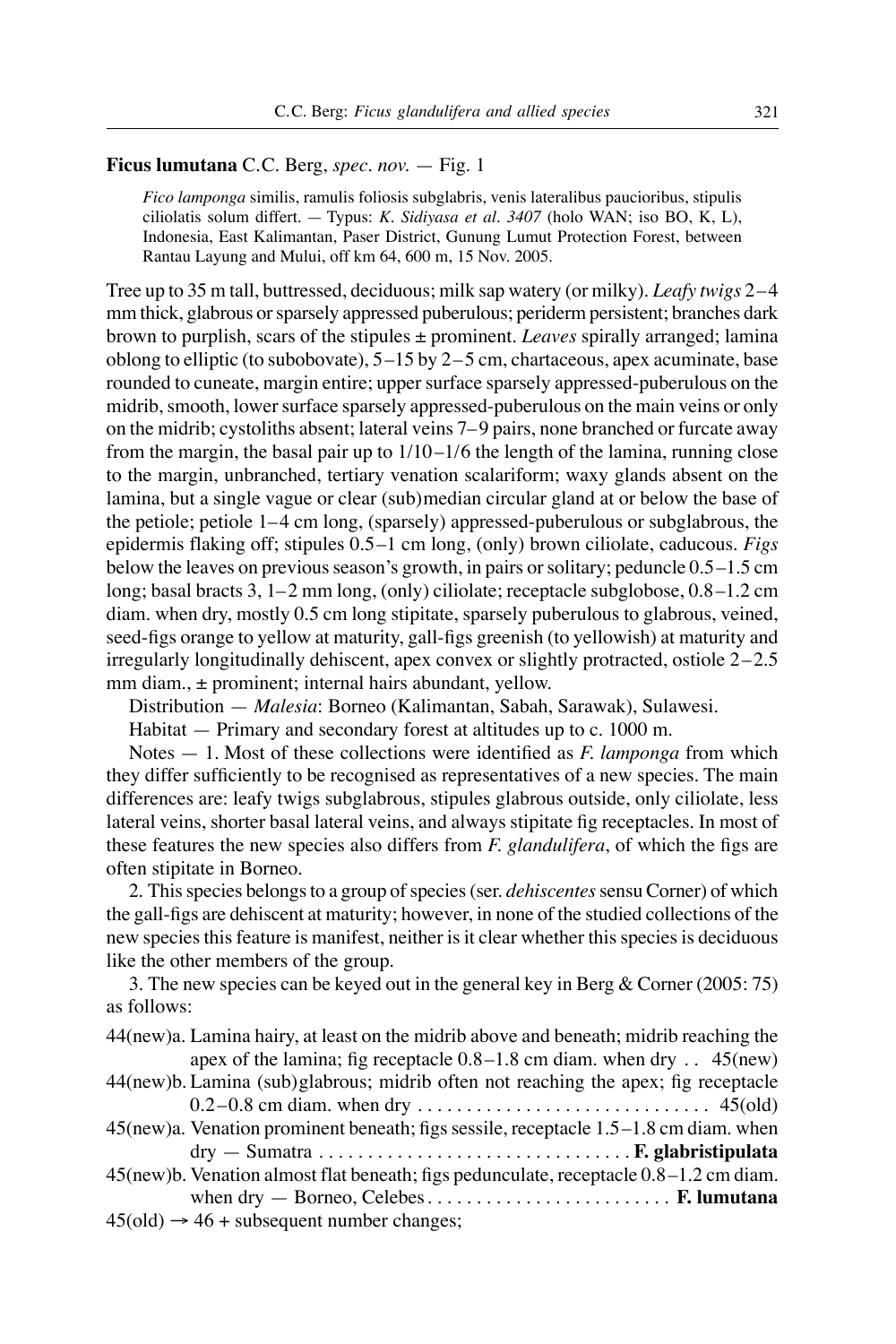**Ficus lumutana** C.C. Berg, *spec. nov.* — Fig. 1

> *Fico lamponga* similis, ramulis foliosis subglabris, venis lateralibus paucioribus, stipulis ciliolatis solum differt. — Typus: *K. Sidiyasa et al. 3407* (holo WAN; iso BO, K, L), Indonesia, East Kalimantan, Paser District, Gunung Lumut Protection Forest, between Rantau Layung and Mului, off km 64, 600 m, 15 Nov. 2005.

Tree up to 35 m tall, buttressed, deciduous; milk sap watery (or milky). *Leafy twigs* 2–4 mm thick, glabrous or sparsely appressed puberulous; periderm persistent; branches dark brown to purplish, scars of the stipules ± prominent. *Leaves* spirally arranged; lamina oblong to elliptic (to subobovate), 5–15 by 2–5 cm, chartaceous, apex acuminate, base rounded to cuneate, margin entire; upper surface sparsely appressed-puberulous on the midrib, smooth, lower surface sparsely appressed-puberulous on the main veins or only on the midrib; cystoliths absent; lateral veins 7–9 pairs, none branched or furcate away from the margin, the basal pair up to 1/10–1/6 the length of the lamina, running close to the margin, unbranched, tertiary venation scalariform; waxy glands absent on the lamina, but a single vague or clear (sub)median circular gland at or below the base of the petiole; petiole 1–4 cm long, (sparsely) appressed-puberulous or subglabrous, the epidermis flaking off; stipules 0.5–1 cm long, (only) brown ciliolate, caducous. *Figs* below the leaves on previous season's growth, in pairs or solitary; peduncle 0.5–1.5 cm long; basal bracts 3, 1–2 mm long, (only) ciliolate; receptacle subglobose, 0.8–1.2 cm diam. when dry, mostly 0.5 cm long stipitate, sparsely puberulous to glabrous, veined, seed-figs orange to yellow at maturity, gall-figs greenish (to yellowish) at maturity and irregularly longitudinally dehiscent, apex convex or slightly protracted, ostiole 2–2.5 mm diam., ± prominent; internal hairs abundant, yellow.

Distribution — *Malesia*: Borneo (Kalimantan, Sabah, Sarawak), Sulawesi.

Habitat — Primary and secondary forest at altitudes up to c. 1000 m.

Notes — 1. Most of these collections were identified as *F. lamponga* from which they differ sufficiently to be recognised as representatives of a new species. The main differences are: leafy twigs subglabrous, stipules glabrous outside, only ciliolate, less lateral veins, shorter basal lateral veins, and always stipitate fig receptacles. In most of these features the new species also differs from *F. glandulifera*, of which the figs are often stipitate in Borneo.

2. This species belongs to a group of species (ser. *dehiscentes* sensu Corner) of which the gall-figs are dehiscent at maturity; however, in none of the studied collections of the new species this feature is manifest, neither is it clear whether this species is deciduous like the other members of the group.

3. The new species can be keyed out in the general key in Berg & Corner (2005: 75) as follows:

44(new)a. Lamina hairy, at least on the midrib above and beneath; midrib reaching the apex of the lamina; fig receptacle 0.8–1.8 cm diam. when dry . . 45(new)

44(new)b. Lamina (sub)glabrous; midrib often not reaching the apex; fig receptacle 0.2–0.8 cm diam. when dry . . . . . . . . . . . . . . . . . . . . . . . . . . . . . . 45(old)

45(new)a. Venation prominent beneath; figs sessile, receptacle 1.5–1.8 cm diam. when dry — Sumatra . . . . . . . . . . . . . . . . . . . . . . . . . . . . . . . . **F. glabristipulata**

45(new)b. Venation almost flat beneath; figs pedunculate, receptacle 0.8–1.2 cm diam. when dry — Borneo, Celebes . . . . . . . . . . . . . . . . . . . . . . . . . **F. lumutana**

45(old) → 46 + subsequent number changes;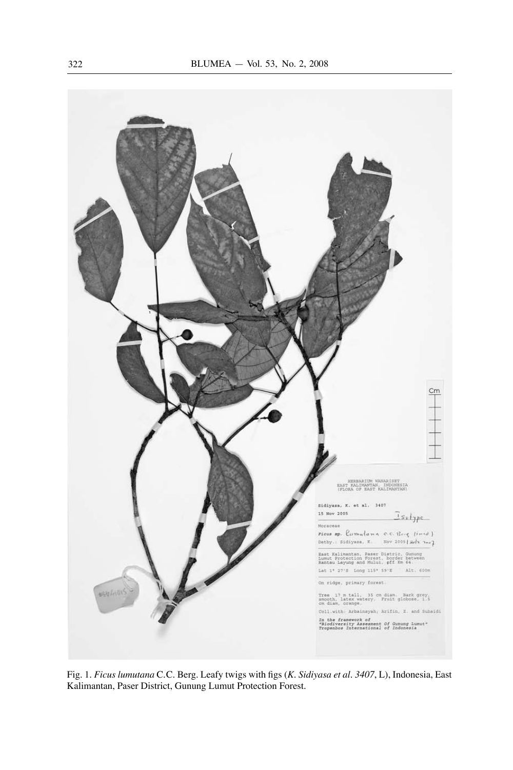Fig. 1. *Ficus lumutana* C.C. Berg. Leafy twigs with figs (*K. Sidiyasa et al. 3407*, L), Indonesia, East Kalimantan, Paser District, Gunung Lumut Protection Forest.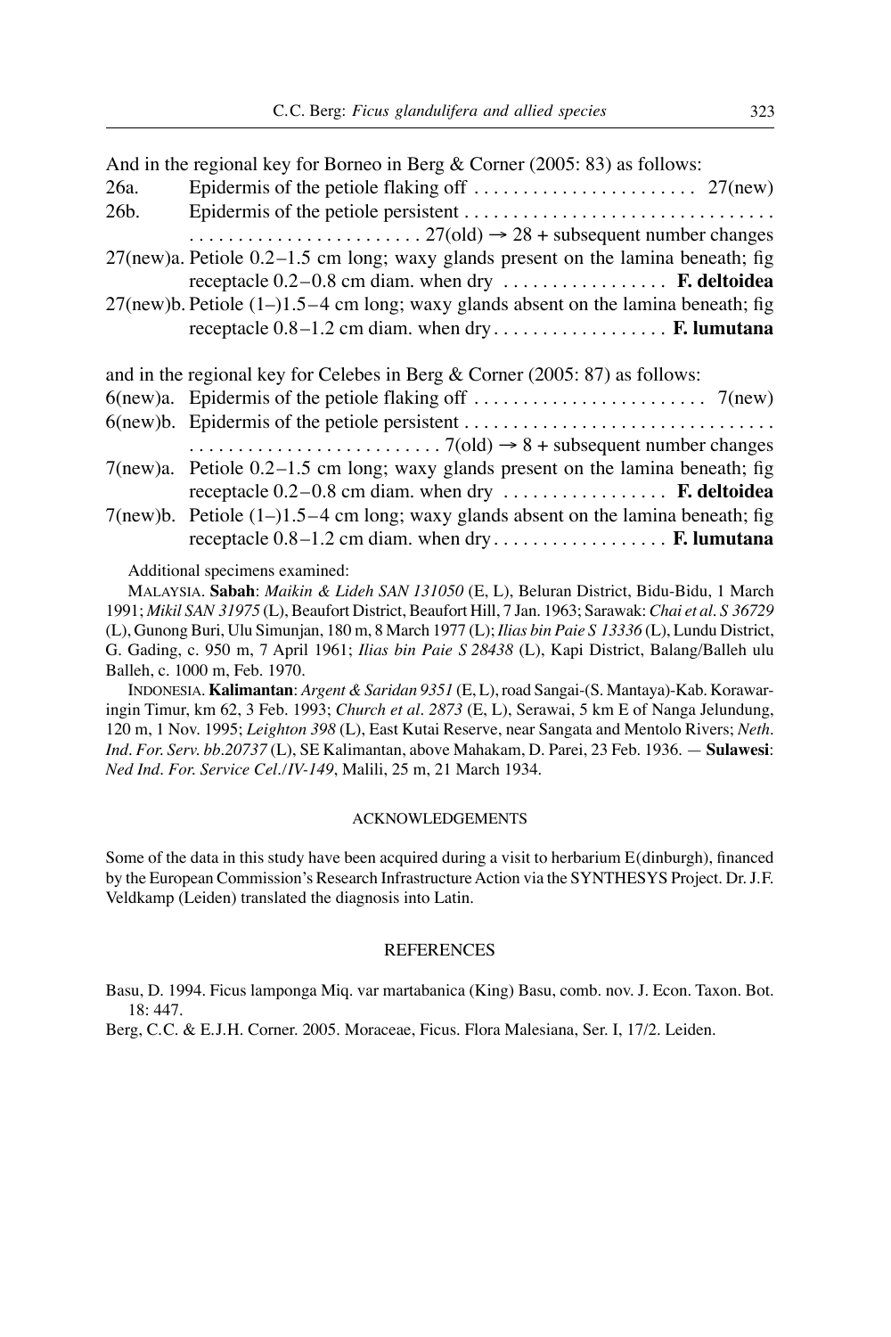And in the regional key for Borneo in Berg & Corner (2005: 83) as follows:

26a. Epidermis of the petiole flaking off . . . . . . . . . . . . . . . . . . . . . . . 27(new)

26b. Epidermis of the petiole persistent . . . . . . . . . . . . . . . . . . . . . . . . . . . . . . . . . . . . . . . . . . . . . . . . . . . . . . . . . . . . . . . 27(old) → 28 + subsequent number changes

27(new)a. Petiole 0.2–1.5 cm long; waxy glands present on the lamina beneath; fig receptacle 0.2–0.8 cm diam. when dry . . . . . . . . . . . . . . . . . **F. deltoidea**

27(new)b. Petiole (1–)1.5–4 cm long; waxy glands absent on the lamina beneath; fig receptacle 0.8–1.2 cm diam. when dry . . . . . . . . . . . . . . . . . . **F. lumutana**

and in the regional key for Celebes in Berg & Corner (2005: 87) as follows:

6(new)a. Epidermis of the petiole flaking off . . . . . . . . . . . . . . . . . . . . . . . . 7(new)

6(new)b. Epidermis of the petiole persistent . . . . . . . . . . . . . . . . . . . . . . . . . . . . . . . . . . . . . . . . . . . . . . . . . . . . . . . . . . . . . . . . . 7(old) → 8 + subsequent number changes

7(new)a. Petiole 0.2–1.5 cm long; waxy glands present on the lamina beneath; fig receptacle 0.2–0.8 cm diam. when dry . . . . . . . . . . . . . . . . . **F. deltoidea**

7(new)b. Petiole (1–)1.5–4 cm long; waxy glands absent on the lamina beneath; fig receptacle 0.8–1.2 cm diam. when dry . . . . . . . . . . . . . . . . . . **F. lumutana**

Additional specimens examined:

MALAYSIA. **Sabah**: *Maikin & Lideh SAN 131050* (E, L), Beluran District, Bidu-Bidu, 1 March 1991; *Mikil SAN 31975* (L), Beaufort District, Beaufort Hill, 7 Jan. 1963; Sarawak: *Chai et al. S 36729* (L), Gunong Buri, Ulu Simunjan, 180 m, 8 March 1977 (L); *Ilias bin Paie S 13336* (L), Lundu District, G. Gading, c. 950 m, 7 April 1961; *Ilias bin Paie S 28438* (L), Kapi District, Balang/Balleh ulu Balleh, c. 1000 m, Feb. 1970.

INDONESIA. **Kalimantan**: *Argent & Saridan 9351* (E, L), road Sangai-(S. Mantaya)-Kab. Korawaringin Timur, km 62, 3 Feb. 1993; *Church et al. 2873* (E, L), Serawai, 5 km E of Nanga Jelundung, 120 m, 1 Nov. 1995; *Leighton 398* (L), East Kutai Reserve, near Sangata and Mentolo Rivers; *Neth. Ind. For. Serv. bb.20737* (L), SE Kalimantan, above Mahakam, D. Parei, 23 Feb. 1936. — **Sulawesi**: *Ned Ind. For. Service Cel./IV-149*, Malili, 25 m, 21 March 1934.

## ACKNOWLEDGEMENTS

Some of the data in this study have been acquired during a visit to herbarium E(dinburgh), financed by the European Commission's Research Infrastructure Action via the SYNTHESYS Project. Dr. J.F. Veldkamp (Leiden) translated the diagnosis into Latin.

## REFERENCES

Basu, D. 1994. Ficus lamponga Miq. var martabanica (King) Basu, comb. nov. J. Econ. Taxon. Bot. 18: 447.

Berg, C.C. & E.J.H. Corner. 2005. Moraceae, Ficus. Flora Malesiana, Ser. I, 17/2. Leiden.